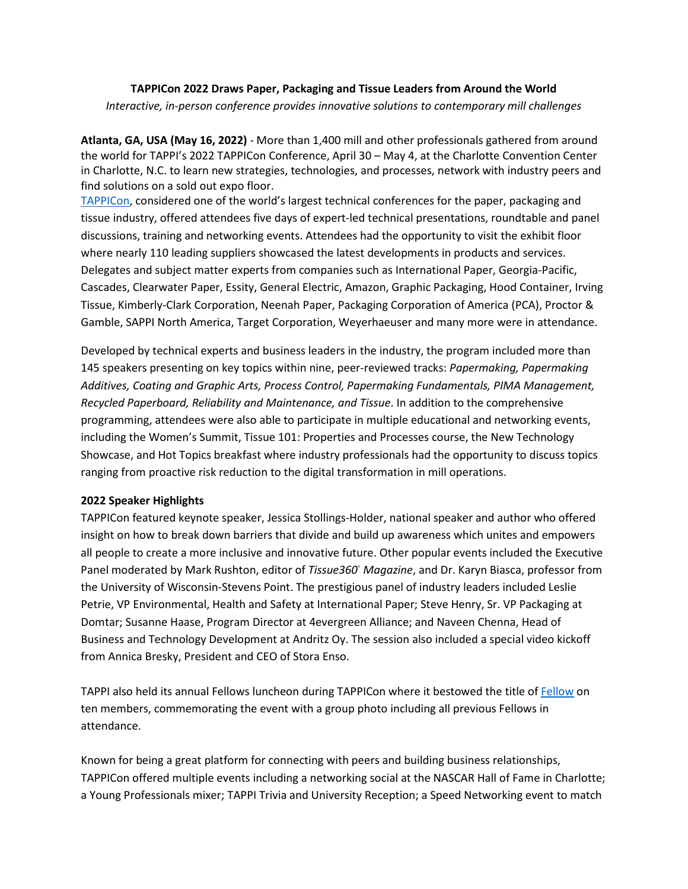**TAPPICon 2022 Draws Paper, Packaging and Tissue Leaders from Around the World**

*Interactive, in-person conference provides innovative solutions to contemporary mill challenges*

**Atlanta, GA, USA (May 16, 2022)** - More than 1,400 mill and other professionals gathered from around the world for TAPPI's 2022 TAPPICon Conference, April 30 – May 4, at the Charlotte Convention Center in Charlotte, N.C. to learn new strategies, technologies, and processes, network with industry peers and find solutions on a sold out expo floor.

TAPPICon, considered one of the world's largest technical conferences for the paper, packaging and tissue industry, offered attendees five days of expert-led technical presentations, roundtable and panel discussions, training and networking events. Attendees had the opportunity to visit the exhibit floor where nearly 110 leading suppliers showcased the latest developments in products and services. Delegates and subject matter experts from companies such as International Paper, Georgia-Pacific, Cascades, Clearwater Paper, Essity, General Electric, Amazon, Graphic Packaging, Hood Container, Irving Tissue, Kimberly-Clark Corporation, Neenah Paper, Packaging Corporation of America (PCA), Proctor & Gamble, SAPPI North America, Target Corporation, Weyerhaeuser and many more were in attendance.

Developed by technical experts and business leaders in the industry, the program included more than 145 speakers presenting on key topics within nine, peer-reviewed tracks: *Papermaking, Papermaking Additives, Coating and Graphic Arts, Process Control, Papermaking Fundamentals, PIMA Management, Recycled Paperboard, Reliability and Maintenance, and Tissue*. In addition to the comprehensive programming, attendees were also able to participate in multiple educational and networking events, including the Women's Summit, Tissue 101: Properties and Processes course, the New Technology Showcase, and Hot Topics breakfast where industry professionals had the opportunity to discuss topics ranging from proactive risk reduction to the digital transformation in mill operations.

**2022 Speaker Highlights**

TAPPICon featured keynote speaker, Jessica Stollings-Holder, national speaker and author who offered insight on how to break down barriers that divide and build up awareness which unites and empowers all people to create a more inclusive and innovative future. Other popular events included the Executive Panel moderated by Mark Rushton, editor of *Tissue360° Magazine*, and Dr. Karyn Biasca, professor from the University of Wisconsin-Stevens Point. The prestigious panel of industry leaders included Leslie Petrie, VP Environmental, Health and Safety at International Paper; Steve Henry, Sr. VP Packaging at Domtar; Susanne Haase, Program Director at 4evergreen Alliance; and Naveen Chenna, Head of Business and Technology Development at Andritz Oy. The session also included a special video kickoff from Annica Bresky, President and CEO of Stora Enso.

TAPPI also held its annual Fellows luncheon during TAPPICon where it bestowed the title of Fellow on ten members, commemorating the event with a group photo including all previous Fellows in attendance.

Known for being a great platform for connecting with peers and building business relationships, TAPPICon offered multiple events including a networking social at the NASCAR Hall of Fame in Charlotte; a Young Professionals mixer; TAPPI Trivia and University Reception; a Speed Networking event to match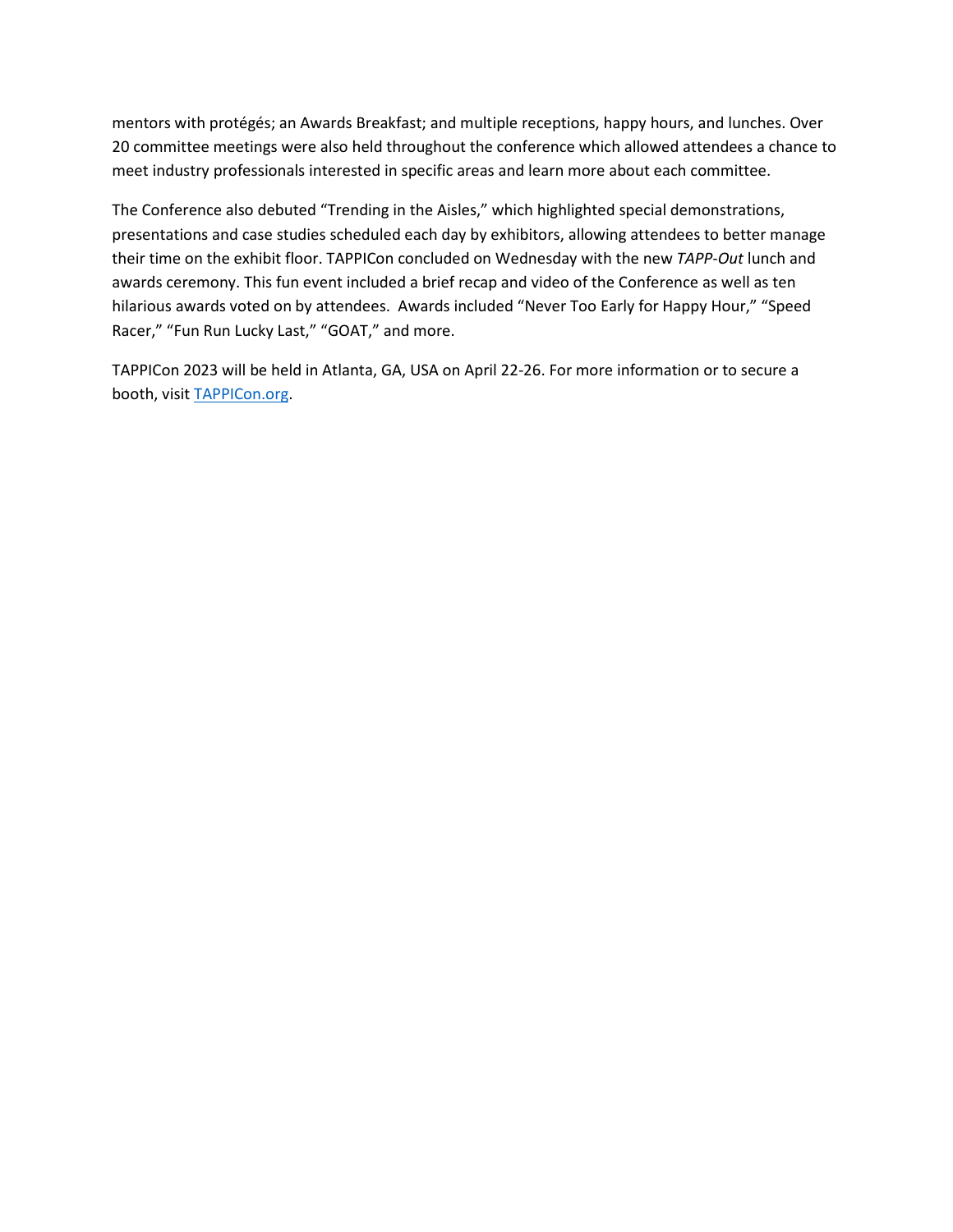mentors with protégés; an Awards Breakfast; and multiple receptions, happy hours, and lunches. Over 20 committee meetings were also held throughout the conference which allowed attendees a chance to meet industry professionals interested in specific areas and learn more about each committee.

The Conference also debuted "Trending in the Aisles," which highlighted special demonstrations, presentations and case studies scheduled each day by exhibitors, allowing attendees to better manage their time on the exhibit floor. TAPPICon concluded on Wednesday with the new *TAPP-Out* lunch and awards ceremony. This fun event included a brief recap and video of the Conference as well as ten hilarious awards voted on by attendees. Awards included "Never Too Early for Happy Hour," "Speed Racer," "Fun Run Lucky Last," "GOAT," and more.

TAPPICon 2023 will be held in Atlanta, GA, USA on April 22-26. For more information or to secure a booth, visit [TAPPICon.org](TAPPICon.org).